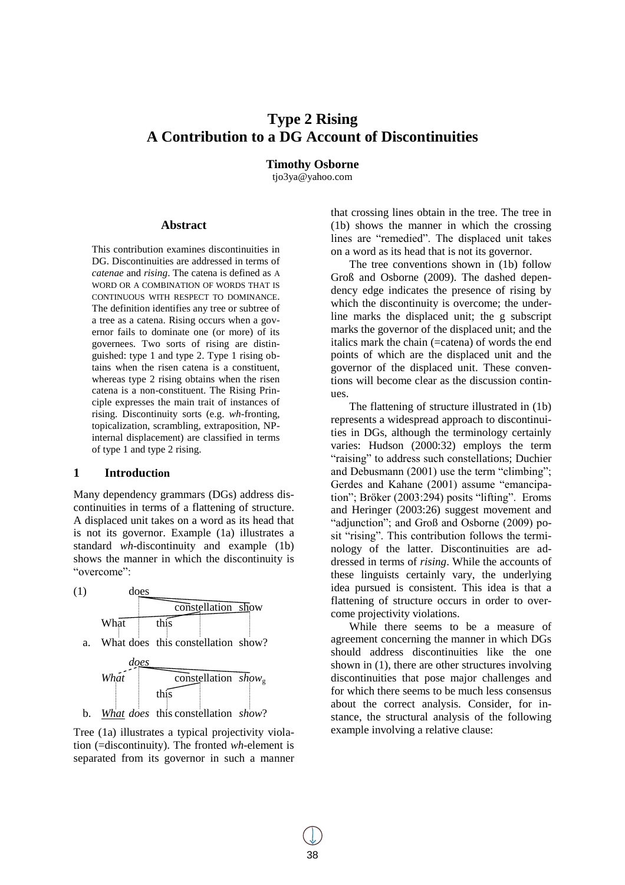# Type 2 Rising
# A Contribution to a DG Account of Discontinuities

**Timothy Osborne**
tjo3ya@yahoo.com

## Abstract

This contribution examines discontinuities in DG. Discontinuities are addressed in terms of *catenae* and *rising*. The catena is defined as A WORD OR A COMBINATION OF WORDS THAT IS CONTINUOUS WITH RESPECT TO DOMINANCE. The definition identifies any tree or subtree of a tree as a catena. Rising occurs when a governor fails to dominate one (or more) of its governees. Two sorts of rising are distinguished: type 1 and type 2. Type 1 rising obtains when the risen catena is a constituent, whereas type 2 rising obtains when the risen catena is a non-constituent. The Rising Principle expresses the main trait of instances of rising. Discontinuity sorts (e.g. *wh*-fronting, topicalization, scrambling, extraposition, NP-internal displacement) are classified in terms of type 1 and type 2 rising.

## 1 Introduction

Many dependency grammars (DGs) address discontinuities in terms of a flattening of structure. A displaced unit takes on a word as its head that is not its governor. Example (1a) illustrates a standard *wh*-discontinuity and example (1b) shows the manner in which the discontinuity is "overcome":

(1)

a. What does this constellation show?

b. <u>*What*</u> *does* this constellation *show*?

Tree (1a) illustrates a typical projectivity violation (=discontinuity). The fronted *wh*-element is separated from its governor in such a manner that crossing lines obtain in the tree. The tree in (1b) shows the manner in which the crossing lines are "remedied". The displaced unit takes on a word as its head that is not its governor.

The tree conventions shown in (1b) follow Groß and Osborne (2009). The dashed dependency edge indicates the presence of rising by which the discontinuity is overcome; the underline marks the displaced unit; the g subscript marks the governor of the displaced unit; and the italics mark the chain (=catena) of words the end points of which are the displaced unit and the governor of the displaced unit. These conventions will become clear as the discussion continues.

The flattening of structure illustrated in (1b) represents a widespread approach to discontinuities in DGs, although the terminology certainly varies: Hudson (2000:32) employs the term "raising" to address such constellations; Duchier and Debusmann (2001) use the term "climbing"; Gerdes and Kahane (2001) assume "emancipation"; Bröker (2003:294) posits "lifting". Eroms and Heringer (2003:26) suggest movement and "adjunction"; and Groß and Osborne (2009) posit "rising". This contribution follows the terminology of the latter. Discontinuities are addressed in terms of *rising*. While the accounts of these linguists certainly vary, the underlying idea pursued is consistent. This idea is that a flattening of structure occurs in order to overcome projectivity violations.

While there seems to be a measure of agreement concerning the manner in which DGs should address discontinuities like the one shown in (1), there are other structures involving discontinuities that pose major challenges and for which there seems to be much less consensus about the correct analysis. Consider, for instance, the structural analysis of the following example involving a relative clause: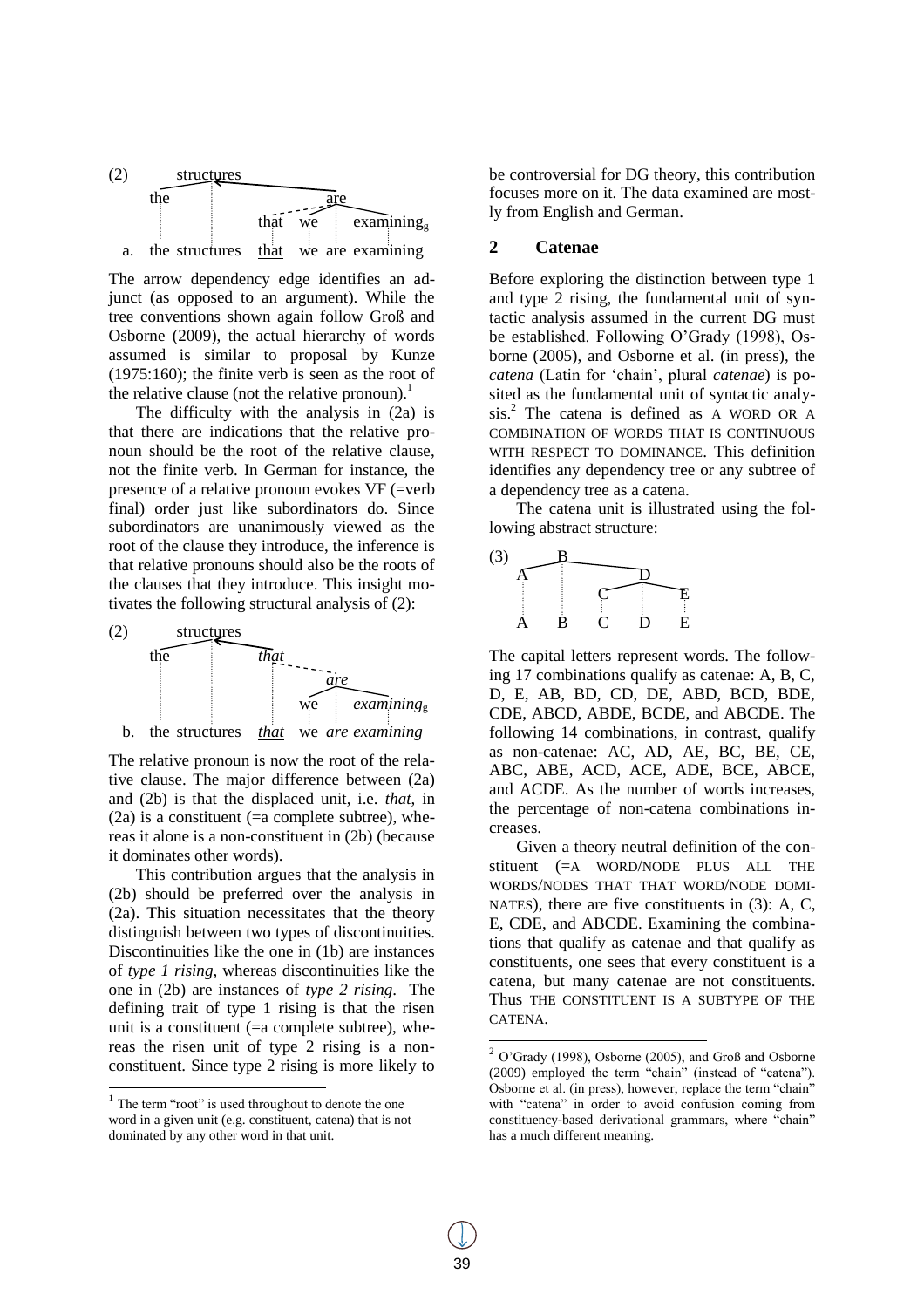(2) structures — the, are; are — that, we, examining$_g$

a. the structures <u>that</u> we are examining

The arrow dependency edge identifies an adjunct (as opposed to an argument). While the tree conventions shown again follow Groß and Osborne (2009), the actual hierarchy of words assumed is similar to proposal by Kunze (1975:160); the finite verb is seen as the root of the relative clause (not the relative pronoun).[1]

The difficulty with the analysis in (2a) is that there are indications that the relative pronoun should be the root of the relative clause, not the finite verb. In German for instance, the presence of a relative pronoun evokes VF (=verb final) order just like subordinators do. Since subordinators are unanimously viewed as the root of the clause they introduce, the inference is that relative pronouns should also be the roots of the clauses that they introduce. This insight motivates the following structural analysis of (2):

(2) structures — the, *that*; *that* — *are*; *are* — we, *examining*$_g$

b. the structures <u>*that*</u> we *are examining*

The relative pronoun is now the root of the relative clause. The major difference between (2a) and (2b) is that the displaced unit, i.e. *that*, in (2a) is a constituent (=a complete subtree), whereas it alone is a non-constituent in (2b) (because it dominates other words).

This contribution argues that the analysis in (2b) should be preferred over the analysis in (2a). This situation necessitates that the theory distinguish between two types of discontinuities. Discontinuities like the one in (1b) are instances of *type 1 rising*, whereas discontinuities like the one in (2b) are instances of *type 2 rising*. The defining trait of type 1 rising is that the risen unit is a constituent (=a complete subtree), whereas the risen unit of type 2 rising is a non-constituent. Since type 2 rising is more likely to be controversial for DG theory, this contribution focuses more on it. The data examined are mostly from English and German.

## 2 Catenae

Before exploring the distinction between type 1 and type 2 rising, the fundamental unit of syntactic analysis assumed in the current DG must be established. Following O'Grady (1998), Osborne (2005), and Osborne et al. (in press), the *catena* (Latin for 'chain', plural *catenae*) is posited as the fundamental unit of syntactic analysis.[2] The catena is defined as A WORD OR A COMBINATION OF WORDS THAT IS CONTINUOUS WITH RESPECT TO DOMINANCE. This definition identifies any dependency tree or any subtree of a dependency tree as a catena.

The catena unit is illustrated using the following abstract structure:

(3) B — A, D; D — C, E

A B C D E

The capital letters represent words. The following 17 combinations qualify as catenae: A, B, C, D, E, AB, BD, CD, DE, ABD, BCD, BDE, CDE, ABCD, ABDE, BCDE, and ABCDE. The following 14 combinations, in contrast, qualify as non-catenae: AC, AD, AE, BC, BE, CE, ABC, ABE, ACD, ACE, ADE, BCE, ABCE, and ACDE. As the number of words increases, the percentage of non-catena combinations increases.

Given a theory neutral definition of the constituent (=A WORD/NODE PLUS ALL THE WORDS/NODES THAT THAT WORD/NODE DOMINATES), there are five constituents in (3): A, C, E, CDE, and ABCDE. Examining the combinations that qualify as catenae and that qualify as constituents, one sees that every constituent is a catena, but many catenae are not constituents. Thus THE CONSTITUENT IS A SUBTYPE OF THE CATENA.

---

[1] The term "root" is used throughout to denote the one word in a given unit (e.g. constituent, catena) that is not dominated by any other word in that unit.

[2] O'Grady (1998), Osborne (2005), and Groß and Osborne (2009) employed the term "chain" (instead of "catena"). Osborne et al. (in press), however, replace the term "chain" with "catena" in order to avoid confusion coming from constituency-based derivational grammars, where "chain" has a much different meaning.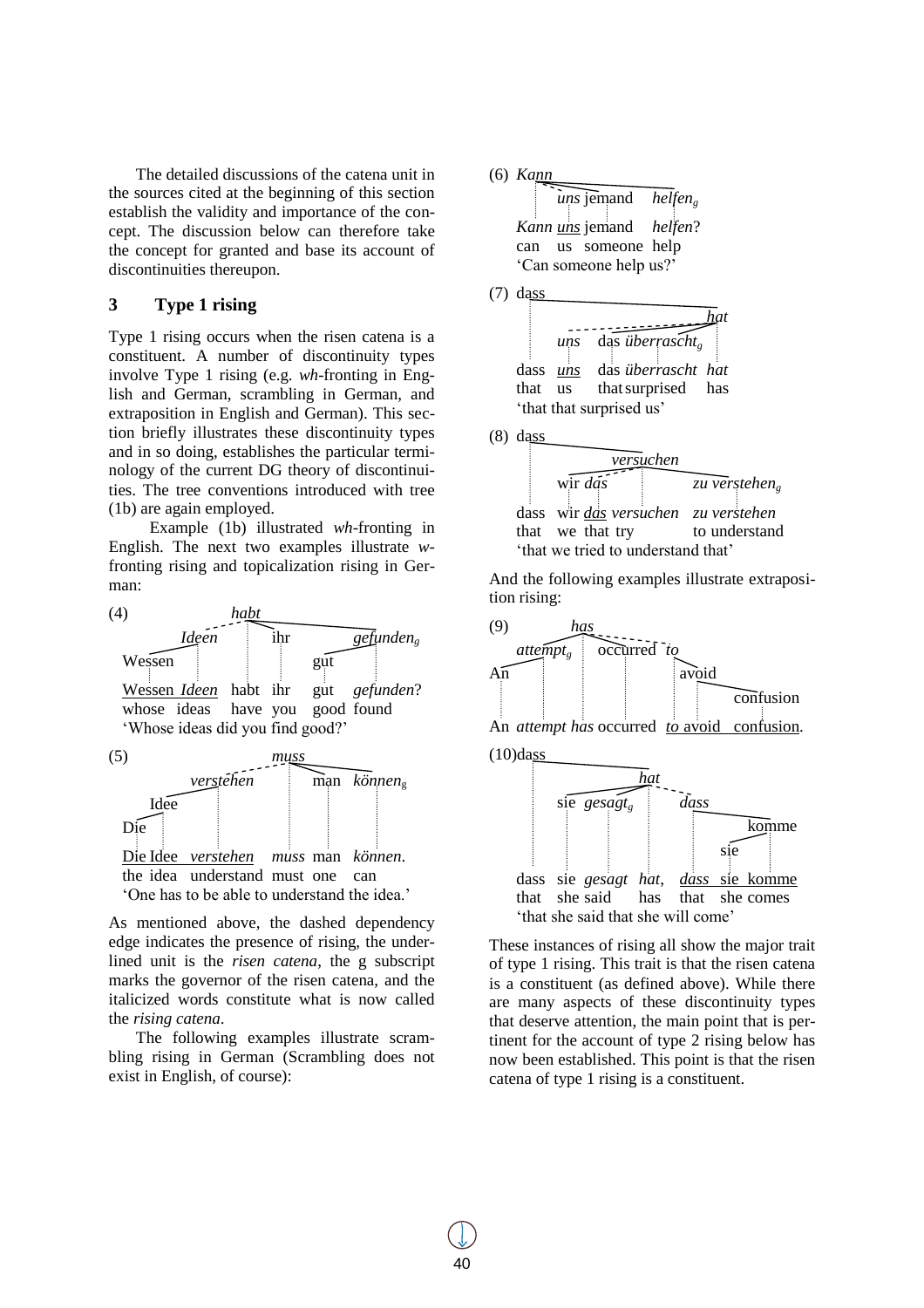The detailed discussions of the catena unit in the sources cited at the beginning of this section establish the validity and importance of the concept. The discussion below can therefore take the concept for granted and base its account of discontinuities thereupon.

## 3 Type 1 rising

Type 1 rising occurs when the risen catena is a constituent. A number of discontinuity types involve Type 1 rising (e.g. *wh*-fronting in English and German, scrambling in German, and extraposition in English and German). This section briefly illustrates these discontinuity types and in so doing, establishes the particular terminology of the current DG theory of discontinuities. The tree conventions introduced with tree (1b) are again employed.

Example (1b) illustrated *wh*-fronting in English. The next two examples illustrate *w*-fronting rising and topicalization rising in German:

(4) Wessen *Ideen* habt ihr gut *gefunden*?
whose ideas have you good found
'Whose ideas did you find good?'

(5) Die Idee *verstehen* *muss* man *können*.
the idea understand must one can
'One has to be able to understand the idea.'

As mentioned above, the dashed dependency edge indicates the presence of rising, the underlined unit is the *risen catena*, the g subscript marks the governor of the risen catena, and the italicized words constitute what is now called the *rising catena*.

The following examples illustrate scrambling rising in German (Scrambling does not exist in English, of course):

(6) *Kann* *uns* jemand *helfen*?
can us someone help
'Can someone help us?'

(7) dass *uns* das *überrascht* *hat*
that us that surprised has
'that that surprised us'

(8) dass wir *das* *versuchen* *zu verstehen*
that we that try to understand
'that we tried to understand that'

And the following examples illustrate extraposition rising:

(9) An *attempt* *has* occurred *to* avoid confusion.

(10) dass sie *gesagt* *hat*, *dass* sie komme
that she said has that she comes
'that she said that she will come'

These instances of rising all show the major trait of type 1 rising. This trait is that the risen catena is a constituent (as defined above). While there are many aspects of these discontinuity types that deserve attention, the main point that is pertinent for the account of type 2 rising below has now been established. This point is that the risen catena of type 1 rising is a constituent.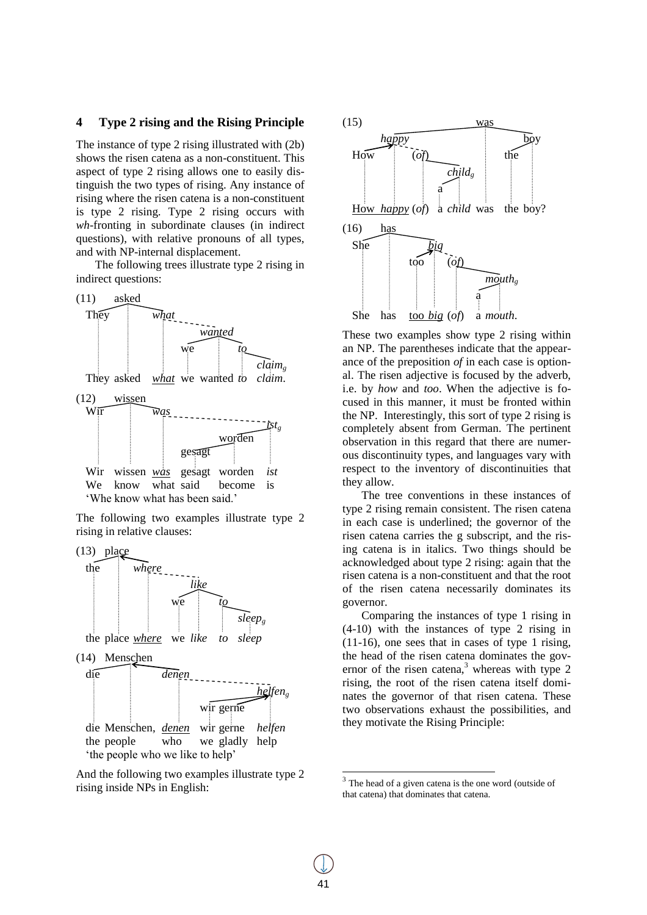## 4 Type 2 rising and the Rising Principle

The instance of type 2 rising illustrated with (2b) shows the risen catena as a non-constituent. This aspect of type 2 rising allows one to easily distinguish the two types of rising. Any instance of rising where the risen catena is a non-constituent is type 2 rising. Type 2 rising occurs with *wh*-fronting in subordinate clauses (in indirect questions), with relative pronouns of all types, and with NP-internal displacement.

The following trees illustrate type 2 rising in indirect questions:

(11) They asked <u>*what*</u> we wanted *to* *claim*$_g$.

(12) Wir wissen <u>*was*</u> gesagt worden *ist*$_g$
We know what said become is
'Whe know what has been said.'

The following two examples illustrate type 2 rising in relative clauses:

(13) the place <u>*where*</u> we *like* *to* *sleep*$_g$

(14) die Menschen, <u>*denen*</u> wir gerne *helfen*$_g$
the people who we gladly help
'the people who we like to help'

And the following two examples illustrate type 2 rising inside NPs in English:

(15) <u>How *happy*</u> (*of*) a *child*$_g$ was the boy?

(16) She has <u>too *big*</u> (*of*) a *mouth*$_g$.

These two examples show type 2 rising within an NP. The parentheses indicate that the appearance of the preposition *of* in each case is optional. The risen adjective is focused by the adverb, i.e. by *how* and *too*. When the adjective is focused in this manner, it must be fronted within the NP. Interestingly, this sort of type 2 rising is completely absent from German. The pertinent observation in this regard that there are numerous discontinuity types, and languages vary with respect to the inventory of discontinuities that they allow.

The tree conventions in these instances of type 2 rising remain consistent. The risen catena in each case is underlined; the governor of the risen catena carries the g subscript, and the rising catena is in italics. Two things should be acknowledged about type 2 rising: again that the risen catena is a non-constituent and that the root of the risen catena necessarily dominates its governor.

Comparing the instances of type 1 rising in (4-10) with the instances of type 2 rising in (11-16), one sees that in cases of type 1 rising, the head of the risen catena dominates the governor of the risen catena,[3] whereas with type 2 rising, the root of the risen catena itself dominates the governor of that risen catena. These two observations exhaust the possibilities, and they motivate the Rising Principle:

[3] The head of a given catena is the one word (outside of that catena) that dominates that catena.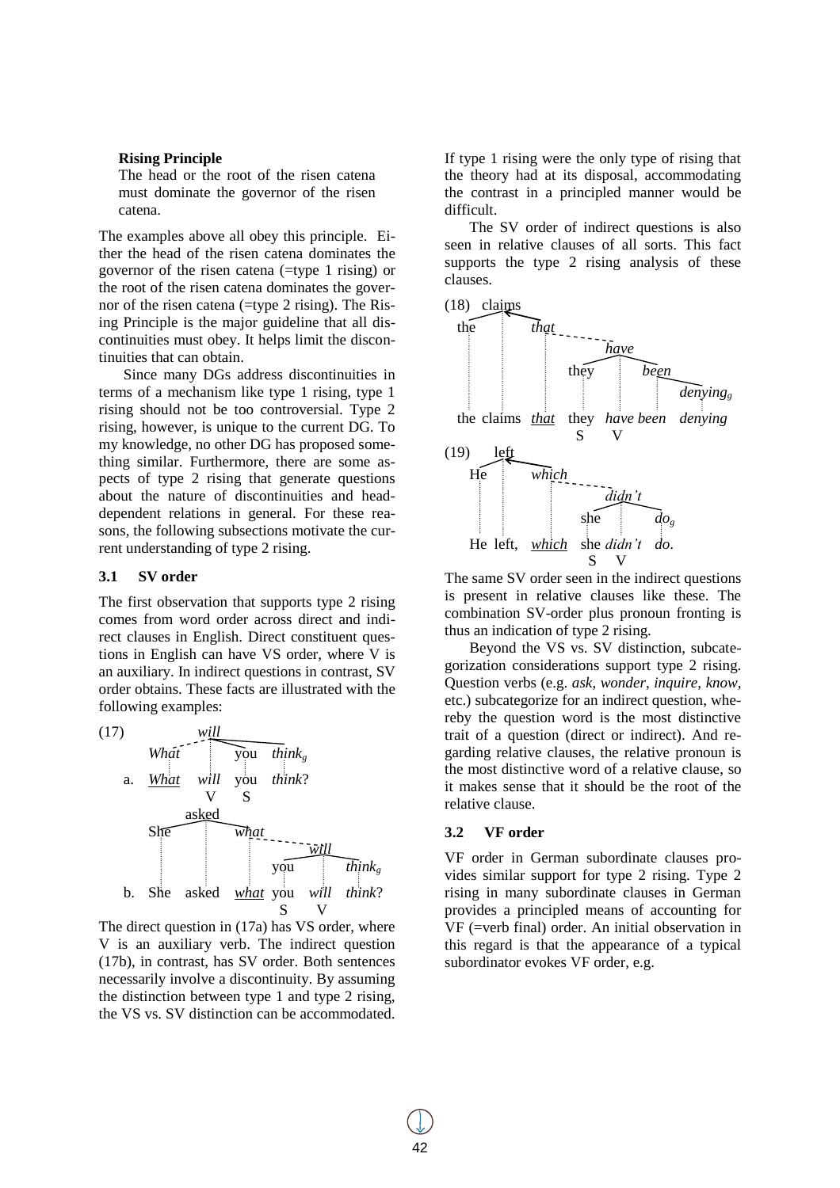**Rising Principle**

The head or the root of the risen catena must dominate the governor of the risen catena.

The examples above all obey this principle. Either the head of the risen catena dominates the governor of the risen catena (=type 1 rising) or the root of the risen catena dominates the governor of the risen catena (=type 2 rising). The Rising Principle is the major guideline that all discontinuities must obey. It helps limit the discontinuities that can obtain.

Since many DGs address discontinuities in terms of a mechanism like type 1 rising, type 1 rising should not be too controversial. Type 2 rising, however, is unique to the current DG. To my knowledge, no other DG has proposed something similar. Furthermore, there are some aspects of type 2 rising that generate questions about the nature of discontinuities and head-dependent relations in general. For these reasons, the following subsections motivate the current understanding of type 2 rising.

### 3.1 SV order

The first observation that supports type 2 rising comes from word order across direct and indirect clauses in English. Direct constituent questions in English can have VS order, where V is an auxiliary. In indirect questions in contrast, SV order obtains. These facts are illustrated with the following examples:

(17)

a. *What* *will* you *think*?
   V S

b. She asked *what* you *will* *think*?
   S V

The direct question in (17a) has VS order, where V is an auxiliary verb. The indirect question (17b), in contrast, has SV order. Both sentences necessarily involve a discontinuity. By assuming the distinction between type 1 and type 2 rising, the VS vs. SV distinction can be accommodated. If type 1 rising were the only type of rising that the theory had at its disposal, accommodating the contrast in a principled manner would be difficult.

The SV order of indirect questions is also seen in relative clauses of all sorts. This fact supports the type 2 rising analysis of these clauses.

(18) the claims *that* they *have* *been* *denying*
   S V

(19) He left, *which* she *didn't* *do*.
   S V

The same SV order seen in the indirect questions is present in relative clauses like these. The combination SV-order plus pronoun fronting is thus an indication of type 2 rising.

Beyond the VS vs. SV distinction, subcategorization considerations support type 2 rising. Question verbs (e.g. *ask*, *wonder*, *inquire*, *know*, etc.) subcategorize for an indirect question, whereby the question word is the most distinctive trait of a question (direct or indirect). And regarding relative clauses, the relative pronoun is the most distinctive word of a relative clause, so it makes sense that it should be the root of the relative clause.

### 3.2 VF order

VF order in German subordinate clauses provides similar support for type 2 rising. Type 2 rising in many subordinate clauses in German provides a principled means of accounting for VF (=verb final) order. An initial observation in this regard is that the appearance of a typical subordinator evokes VF order, e.g.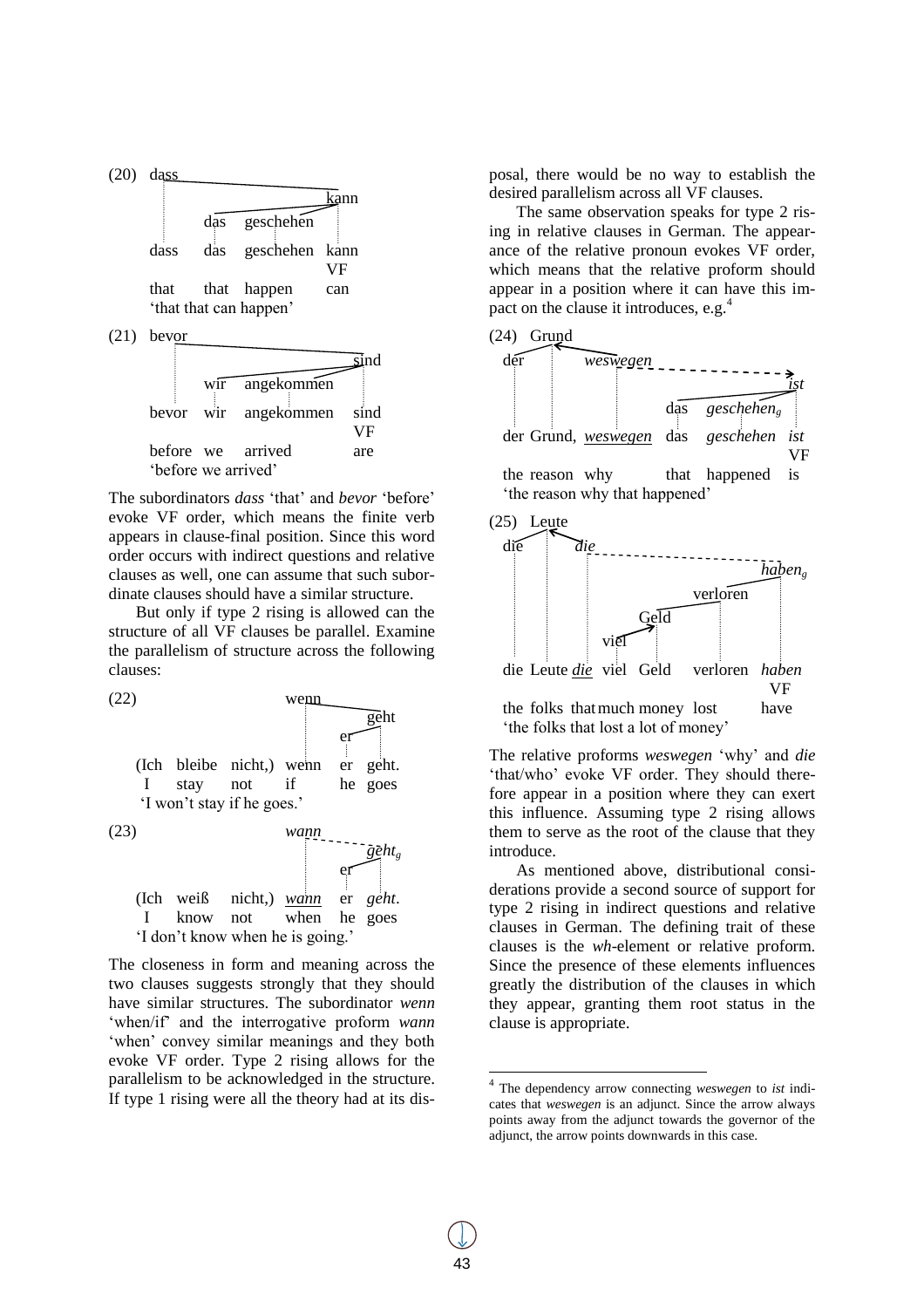(20) dass

dass das geschehen kann
VF
that that happen can
'that that can happen'

(21) bevor

bevor wir angekommen sind
VF
before we arrived are
'before we arrived'

The subordinators *dass* 'that' and *bevor* 'before' evoke VF order, which means the finite verb appears in clause-final position. Since this word order occurs with indirect questions and relative clauses as well, one can assume that such subordinate clauses should have a similar structure.

But only if type 2 rising is allowed can the structure of all VF clauses be parallel. Examine the parallelism of structure across the following clauses:

(22)

(Ich bleibe nicht,) wenn er geht.
I stay not if he goes
'I won't stay if he goes.'

(23)

(Ich weiß nicht,) *wann* er *geht*.
I know not when he goes
'I don't know when he is going.'

The closeness in form and meaning across the two clauses suggests strongly that they should have similar structures. The subordinator *wenn* 'when/if' and the interrogative proform *wann* 'when' convey similar meanings and they both evoke VF order. Type 2 rising allows for the parallelism to be acknowledged in the structure. If type 1 rising were all the theory had at its disposal, there would be no way to establish the desired parallelism across all VF clauses.

The same observation speaks for type 2 rising in relative clauses in German. The appearance of the relative pronoun evokes VF order, which means that the relative proform should appear in a position where it can have this impact on the clause it introduces, e.g.[4]

(24)

der Grund, *weswegen* das *geschehen* *ist*
VF
the reason why that happened is
'the reason why that happened'

(25)

die Leute *die* viel Geld verloren *haben*
VF
the folks that much money lost have
'the folks that lost a lot of money'

The relative proforms *weswegen* 'why' and *die* 'that/who' evoke VF order. They should therefore appear in a position where they can exert this influence. Assuming type 2 rising allows them to serve as the root of the clause that they introduce.

As mentioned above, distributional considerations provide a second source of support for type 2 rising in indirect questions and relative clauses in German. The defining trait of these clauses is the *wh*-element or relative proform. Since the presence of these elements influences greatly the distribution of the clauses in which they appear, granting them root status in the clause is appropriate.

[4] The dependency arrow connecting *weswegen* to *ist* indicates that *weswegen* is an adjunct. Since the arrow always points away from the adjunct towards the governor of the adjunct, the arrow points downwards in this case.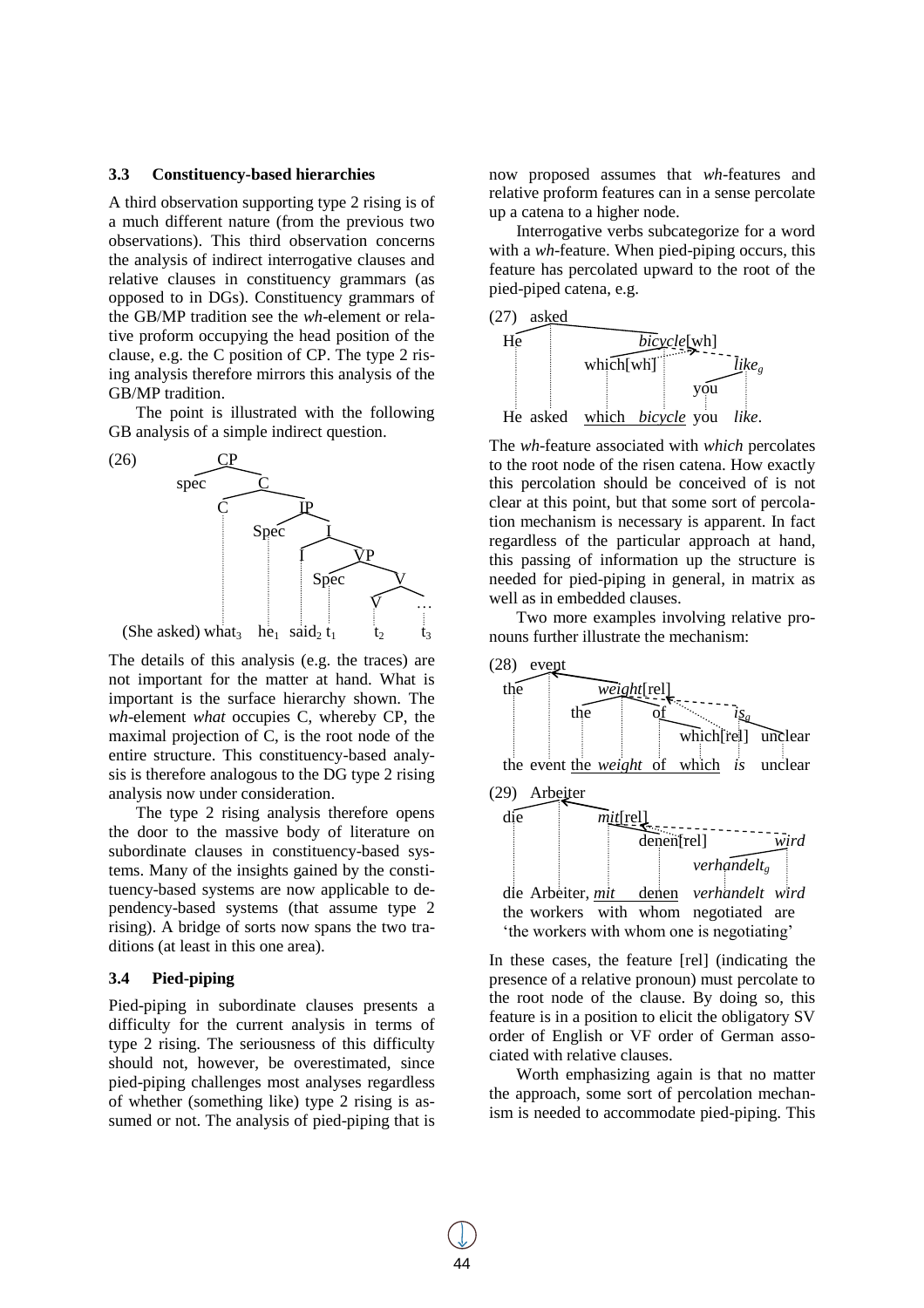### 3.3 Constituency-based hierarchies

A third observation supporting type 2 rising is of a much different nature (from the previous two observations). This third observation concerns the analysis of indirect interrogative clauses and relative clauses in constituency grammars (as opposed to in DGs). Constituency grammars of the GB/MP tradition see the *wh*-element or relative proform occupying the head position of the clause, e.g. the C position of CP. The type 2 rising analysis therefore mirrors this analysis of the GB/MP tradition.

The point is illustrated with the following GB analysis of a simple indirect question.

(26) (She asked) what$_3$ he$_1$ said$_2$ t$_1$ t$_2$ t$_3$

The details of this analysis (e.g. the traces) are not important for the matter at hand. What is important is the surface hierarchy shown. The *wh*-element *what* occupies C, whereby CP, the maximal projection of C, is the root node of the entire structure. This constituency-based analysis is therefore analogous to the DG type 2 rising analysis now under consideration.

The type 2 rising analysis therefore opens the door to the massive body of literature on subordinate clauses in constituency-based systems. Many of the insights gained by the constituency-based systems are now applicable to dependency-based systems (that assume type 2 rising). A bridge of sorts now spans the two traditions (at least in this one area).

### 3.4 Pied-piping

Pied-piping in subordinate clauses presents a difficulty for the current analysis in terms of type 2 rising. The seriousness of this difficulty should not, however, be overestimated, since pied-piping challenges most analyses regardless of whether (something like) type 2 rising is assumed or not. The analysis of pied-piping that is now proposed assumes that *wh*-features and relative proform features can in a sense percolate up a catena to a higher node.

Interrogative verbs subcategorize for a word with a *wh*-feature. When pied-piping occurs, this feature has percolated upward to the root of the pied-piped catena, e.g.

(27) He asked which *bicycle* you *like*.

The *wh*-feature associated with *which* percolates to the root node of the risen catena. How exactly this percolation should be conceived of is not clear at this point, but that some sort of percolation mechanism is necessary is apparent. In fact regardless of the particular approach at hand, this passing of information up the structure is needed for pied-piping in general, in matrix as well as in embedded clauses.

Two more examples involving relative pronouns further illustrate the mechanism:

(28) the event the *weight* of which *is* unclear

(29) die Arbeiter, *mit* denen *verhandelt* *wird*
the workers with whom negotiated are
'the workers with whom one is negotiating'

In these cases, the feature [rel] (indicating the presence of a relative pronoun) must percolate to the root node of the clause. By doing so, this feature is in a position to elicit the obligatory SV order of English or VF order of German associated with relative clauses.

Worth emphasizing again is that no matter the approach, some sort of percolation mechanism is needed to accommodate pied-piping. This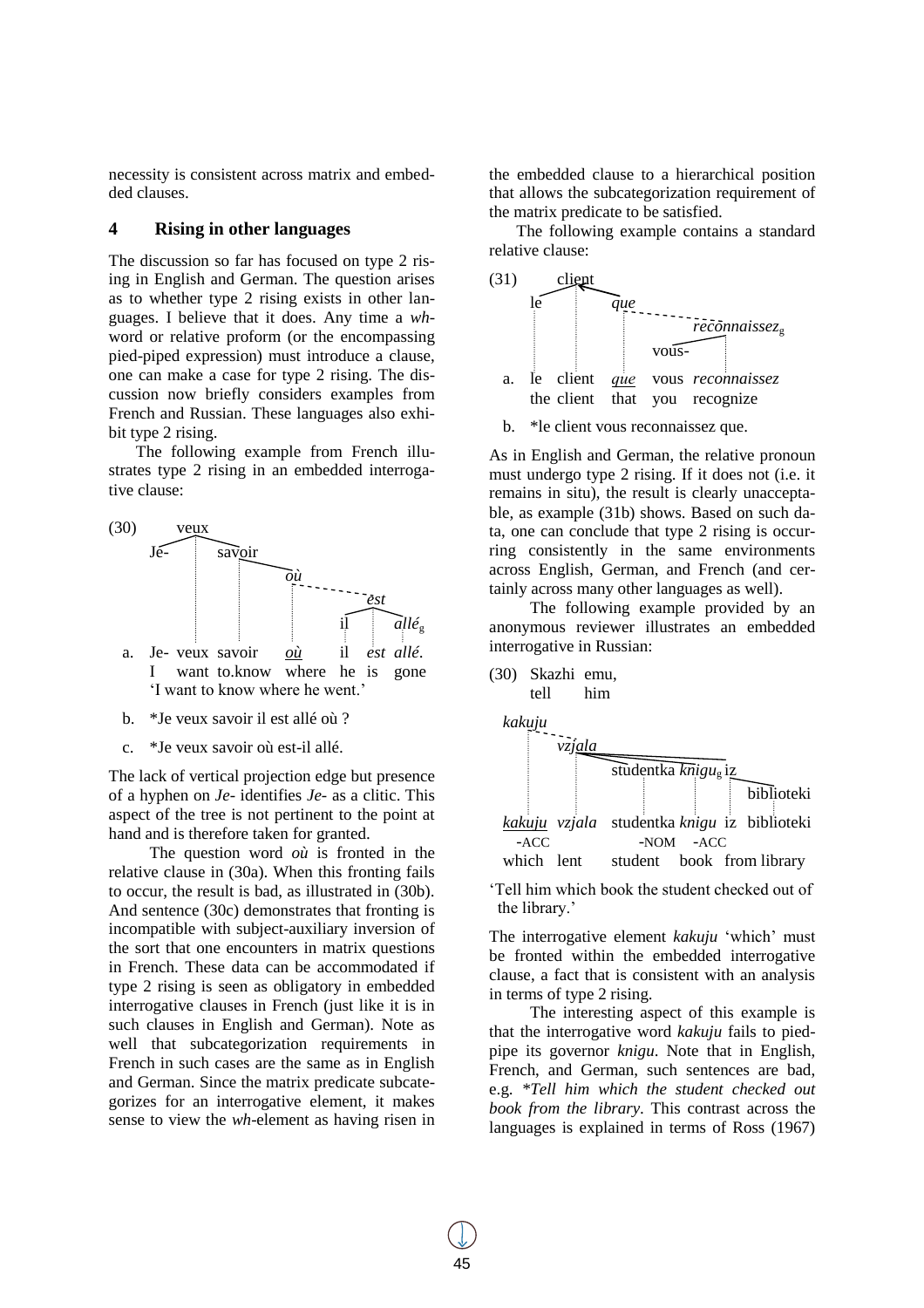necessity is consistent across matrix and embedded clauses.

## 4 Rising in other languages

The discussion so far has focused on type 2 rising in English and German. The question arises as to whether type 2 rising exists in other languages. I believe that it does. Any time a *wh*-word or relative proform (or the encompassing pied-piped expression) must introduce a clause, one can make a case for type 2 rising. The discussion now briefly considers examples from French and Russian. These languages also exhibit type 2 rising.

The following example from French illustrates type 2 rising in an embedded interrogative clause:

(30) [tree: veux – Je-, savoir – *où* – *est* – il, *allé*g]

a. Je- veux savoir *où* il *est* *allé*.
I want to.know where he is gone
'I want to know where he went.'

b. *Je veux savoir il est allé où ?

c. *Je veux savoir où est-il allé.

The lack of vertical projection edge but presence of a hyphen on *Je-* identifies *Je-* as a clitic. This aspect of the tree is not pertinent to the point at hand and is therefore taken for granted.

The question word *où* is fronted in the relative clause in (30a). When this fronting fails to occur, the result is bad, as illustrated in (30b). And sentence (30c) demonstrates that fronting is incompatible with subject-auxiliary inversion of the sort that one encounters in matrix questions in French. These data can be accommodated if type 2 rising is seen as obligatory in embedded interrogative clauses in French (just like it is in such clauses in English and German). Note as well that subcategorization requirements in French in such cases are the same as in English and German. Since the matrix predicate subcategorizes for an interrogative element, it makes sense to view the *wh*-element as having risen in the embedded clause to a hierarchical position that allows the subcategorization requirement of the matrix predicate to be satisfied.

The following example contains a standard relative clause:

(31) [tree: client – le, *que* – *reconnaissez*g – vous-]

a. le client *que* vous *reconnaissez*
the client that you recognize

b. *le client vous reconnaissez que.

As in English and German, the relative pronoun must undergo type 2 rising. If it does not (i.e. it remains in situ), the result is clearly unacceptable, as example (31b) shows. Based on such data, one can conclude that type 2 rising is occurring consistently in the same environments across English, German, and French (and certainly across many other languages as well).

The following example provided by an anonymous reviewer illustrates an embedded interrogative in Russian:

(30) Skazhi emu,
tell him

[tree: *kakuju* – *vzjala* – studentka, *knigu*g, iz – biblioteki]

*kakuju* *vzjala* studentka *knigu* iz biblioteki
-ACC -NOM -ACC
which lent student book from library

'Tell him which book the student checked out of the library.'

The interrogative element *kakuju* 'which' must be fronted within the embedded interrogative clause, a fact that is consistent with an analysis in terms of type 2 rising.

The interesting aspect of this example is that the interrogative word *kakuju* fails to pied-pipe its governor *knigu*. Note that in English, French, and German, such sentences are bad, e.g. **Tell him which the student checked out book from the library*. This contrast across the languages is explained in terms of Ross (1967)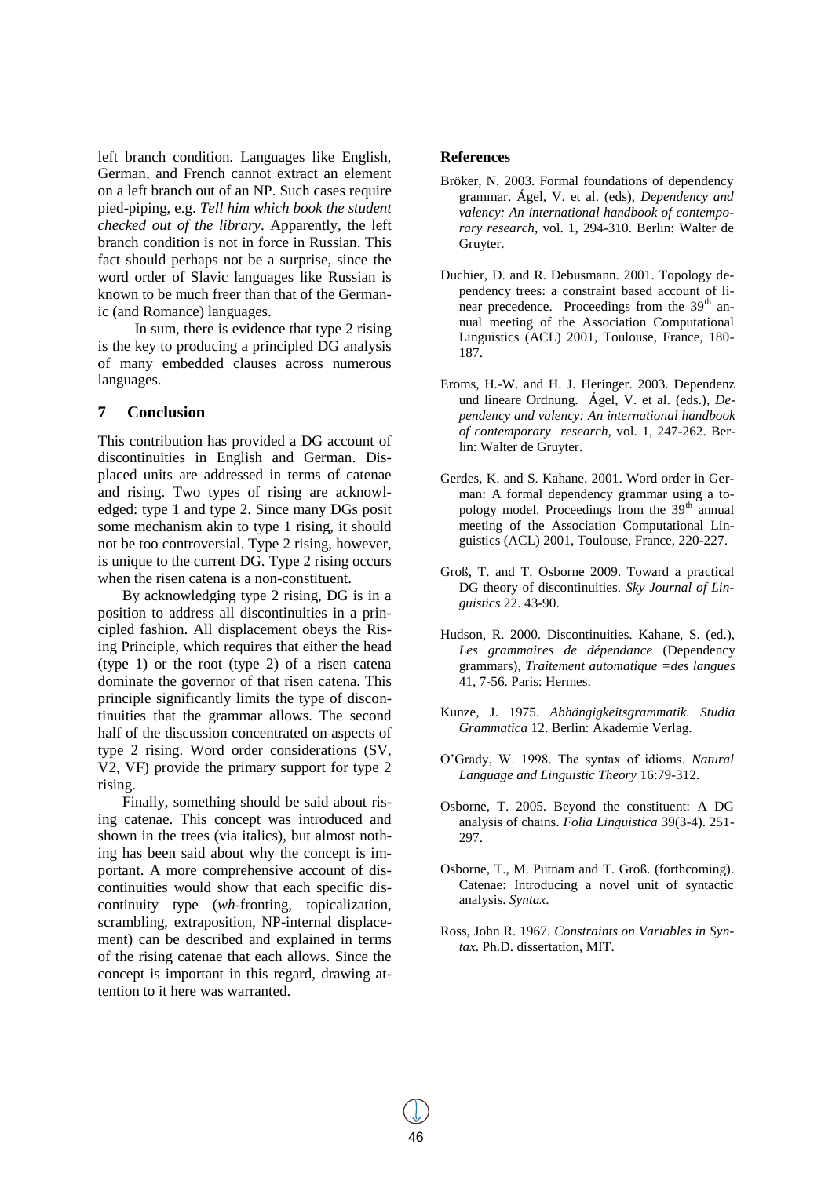left branch condition. Languages like English, German, and French cannot extract an element on a left branch out of an NP. Such cases require pied-piping, e.g. *Tell him which book the student checked out of the library*. Apparently, the left branch condition is not in force in Russian. This fact should perhaps not be a surprise, since the word order of Slavic languages like Russian is known to be much freer than that of the Germanic (and Romance) languages.

In sum, there is evidence that type 2 rising is the key to producing a principled DG analysis of many embedded clauses across numerous languages.

## 7 Conclusion

This contribution has provided a DG account of discontinuities in English and German. Displaced units are addressed in terms of catenae and rising. Two types of rising are acknowledged: type 1 and type 2. Since many DGs posit some mechanism akin to type 1 rising, it should not be too controversial. Type 2 rising, however, is unique to the current DG. Type 2 rising occurs when the risen catena is a non-constituent.

By acknowledging type 2 rising, DG is in a position to address all discontinuities in a principled fashion. All displacement obeys the Rising Principle, which requires that either the head (type 1) or the root (type 2) of a risen catena dominate the governor of that risen catena. This principle significantly limits the type of discontinuities that the grammar allows. The second half of the discussion concentrated on aspects of type 2 rising. Word order considerations (SV, V2, VF) provide the primary support for type 2 rising.

Finally, something should be said about rising catenae. This concept was introduced and shown in the trees (via italics), but almost nothing has been said about why the concept is important. A more comprehensive account of discontinuities would show that each specific discontinuity type (*wh*-fronting, topicalization, scrambling, extraposition, NP-internal displacement) can be described and explained in terms of the rising catenae that each allows. Since the concept is important in this regard, drawing attention to it here was warranted.

**References**

Bröker, N. 2003. Formal foundations of dependency grammar. Ágel, V. et al. (eds), *Dependency and valency: An international handbook of contemporary research*, vol. 1, 294-310. Berlin: Walter de Gruyter.

Duchier, D. and R. Debusmann. 2001. Topology dependency trees: a constraint based account of linear precedence. Proceedings from the 39th annual meeting of the Association Computational Linguistics (ACL) 2001, Toulouse, France, 180-187.

Eroms, H.-W. and H. J. Heringer. 2003. Dependenz und lineare Ordnung. Ágel, V. et al. (eds.), *Dependency and valency: An international handbook of contemporary research*, vol. 1, 247-262. Berlin: Walter de Gruyter.

Gerdes, K. and S. Kahane. 2001. Word order in German: A formal dependency grammar using a topology model. Proceedings from the 39th annual meeting of the Association Computational Linguistics (ACL) 2001, Toulouse, France, 220-227.

Groß, T. and T. Osborne 2009. Toward a practical DG theory of discontinuities. *Sky Journal of Linguistics* 22. 43-90.

Hudson, R. 2000. Discontinuities. Kahane, S. (ed.), *Les grammaires de dépendance* (Dependency grammars), *Traitement automatique =des langues* 41, 7-56. Paris: Hermes.

Kunze, J. 1975. *Abhängigkeitsgrammatik. Studia Grammatica* 12. Berlin: Akademie Verlag.

O'Grady, W. 1998. The syntax of idioms. *Natural Language and Linguistic Theory* 16:79-312.

Osborne, T. 2005. Beyond the constituent: A DG analysis of chains. *Folia Linguistica* 39(3-4). 251-297.

Osborne, T., M. Putnam and T. Groß. (forthcoming). Catenae: Introducing a novel unit of syntactic analysis. *Syntax*.

Ross, John R. 1967. *Constraints on Variables in Syntax*. Ph.D. dissertation, MIT.